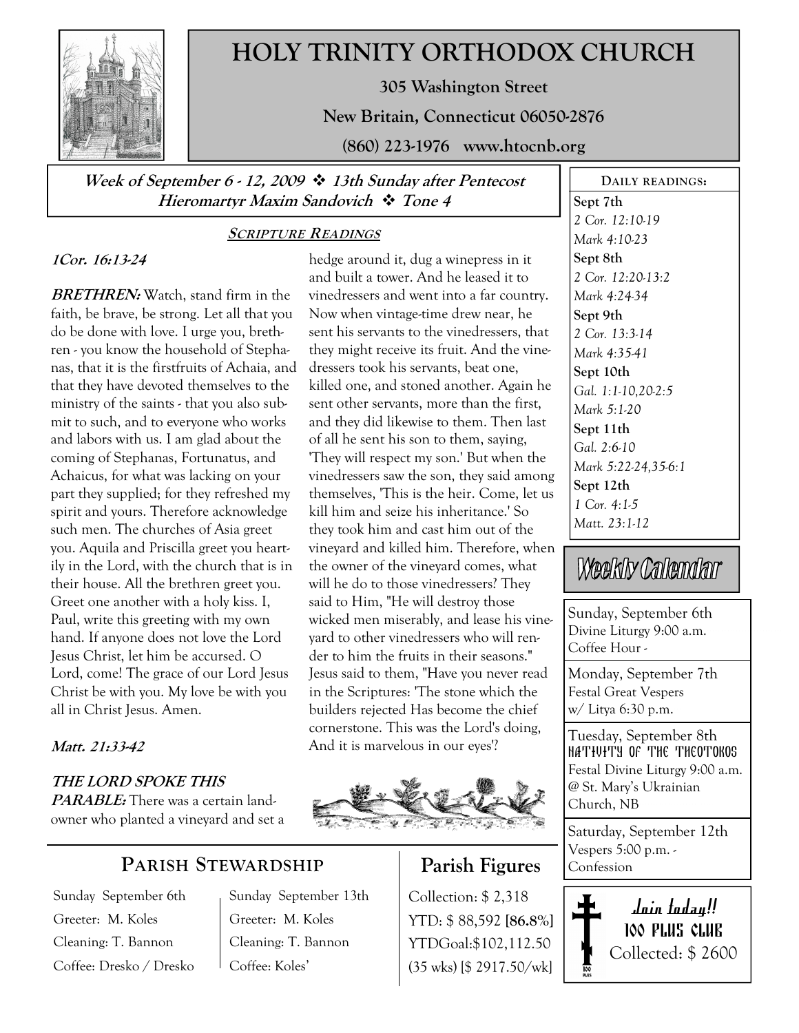# HOLY TRINITY ORTHODOX CHURCH

**305 Washington Street**

**New Britain, Connecticut 06050-2876**

**(860) 223-1976 www.htocnb.org**

***Week of September 6 - 12, 2009 ❖ 13th Sunday after Pentecost***
***Hieromartyr Maxim Sandovich ❖ Tone 4***

## SCRIPTURE READINGS

***1Cor. 16:13-24***

***BRETHREN:*** Watch, stand firm in the faith, be brave, be strong. Let all that you do be done with love. I urge you, brethren - you know the household of Stephanas, that it is the firstfruits of Achaia, and that they have devoted themselves to the ministry of the saints - that you also submit to such, and to everyone who works and labors with us. I am glad about the coming of Stephanas, Fortunatus, and Achaicus, for what was lacking on your part they supplied; for they refreshed my spirit and yours. Therefore acknowledge such men. The churches of Asia greet you. Aquila and Priscilla greet you heartily in the Lord, with the church that is in their house. All the brethren greet you. Greet one another with a holy kiss. I, Paul, write this greeting with my own hand. If anyone does not love the Lord Jesus Christ, let him be accursed. O Lord, come! The grace of our Lord Jesus Christ be with you. My love be with you all in Christ Jesus. Amen.

***Matt. 21:33-42***

***THE LORD SPOKE THIS PARABLE:*** There was a certain landowner who planted a vineyard and set a hedge around it, dug a winepress in it and built a tower. And he leased it to vinedressers and went into a far country. Now when vintage-time drew near, he sent his servants to the vinedressers, that they might receive its fruit. And the vinedressers took his servants, beat one, killed one, and stoned another. Again he sent other servants, more than the first, and they did likewise to them. Then last of all he sent his son to them, saying, 'They will respect my son.' But when the vinedressers saw the son, they said among themselves, 'This is the heir. Come, let us kill him and seize his inheritance.' So they took him and cast him out of the vineyard and killed him. Therefore, when the owner of the vineyard comes, what will he do to those vinedressers? They said to Him, "He will destroy those wicked men miserably, and lease his vineyard to other vinedressers who will render to him the fruits in their seasons." Jesus said to them, "Have you never read in the Scriptures: 'The stone which the builders rejected Has become the chief cornerstone. This was the Lord's doing, And it is marvelous in our eyes'?

## DAILY READINGS:

**Sept 7th**
*2 Cor. 12:10-19*
*Mark 4:10-23*

**Sept 8th**
*2 Cor. 12:20-13:2*
*Mark 4:24-34*

**Sept 9th**
*2 Cor. 13:3-14*
*Mark 4:35-41*

**Sept 10th**
*Gal. 1:1-10,20-2:5*
*Mark 5:1-20*

**Sept 11th**
*Gal. 2:6-10*
*Mark 5:22-24,35-6:1*

**Sept 12th**
*1 Cor. 4:1-5*
*Matt. 23:1-12*

## Weekly Calendar

Sunday, September 6th
Divine Liturgy 9:00 a.m.
Coffee Hour -

Monday, September 7th
Festal Great Vespers
w/ Litya 6:30 p.m.

Tuesday, September 8th
NATIVITY OF THE THEOTOKOS
Festal Divine Liturgy 9:00 a.m.
@ St. Mary's Ukrainian Church, NB

Saturday, September 12th
Vespers 5:00 p.m. -
Confession

## PARISH STEWARDSHIP

Sunday September 6th
Greeter: M. Koles
Cleaning: T. Bannon
Coffee: Dresko / Dresko

Sunday September 13th
Greeter: M. Koles
Cleaning: T. Bannon
Coffee: Koles'

## Parish Figures

Collection: $ 2,318
YTD: $ 88,592 **[86.8%]**
YTDGoal:$102,112.50
(35 wks) [$ 2917.50/wk]

**Join today!!**
**100 PLUS CLUB**
Collected: $ 2600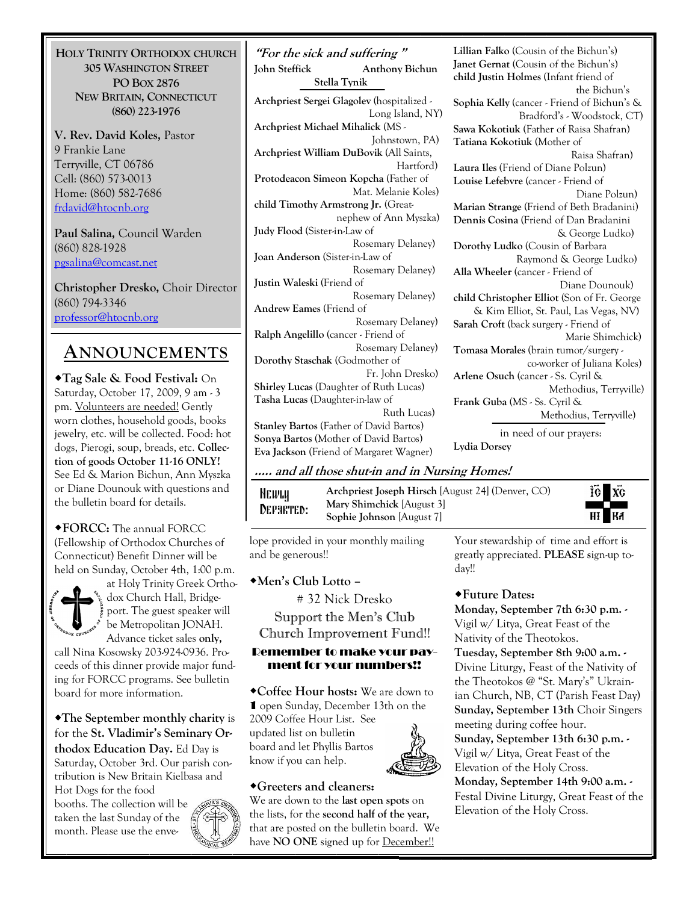**HOLY TRINITY ORTHODOX CHURCH**
**305 WASHINGTON STREET**
**PO BOX 2876**
**NEW BRITAIN, CONNECTICUT**
**(860) 223-1976**

**V. Rev. David Koles,** Pastor
9 Frankie Lane
Terryville, CT 06786
Cell: (860) 573-0013
Home: (860) 582-7686
frdavid@htocnb.org

**Paul Salina,** Council Warden
(860) 828-1928
pgsalina@comcast.net

**Christopher Dresko,** Choir Director
(860) 794-3346
professor@htocnb.org

# ANNOUNCEMENTS

◆**Tag Sale & Food Festival:** On Saturday, October 17, 2009, 9 am - 3 pm. Volunteers are needed! Gently worn clothes, household goods, books jewelry, etc. will be collected. Food: hot dogs, Pierogi, soup, breads, etc. **Collection of goods October 11-16 ONLY!** See Ed & Marion Bichun, Ann Myszka or Diane Dounouk with questions and the bulletin board for details.

◆**FORCC:** The annual FORCC (Fellowship of Orthodox Churches of Connecticut) Benefit Dinner will be held on Sunday, October 4th, 1:00 p.m. at Holy Trinity Greek Orthodox Church Hall, Bridgeport. The guest speaker will be Metropolitan JONAH. Advance ticket sales **only,** call Nina Kosowsky 203-924-0936. Proceeds of this dinner provide major funding for FORCC programs. See bulletin board for more information.

◆**The September monthly charity** is for the **St. Vladimir's Seminary Orthodox Education Day.** Ed Day is Saturday, October 3rd. Our parish contribution is New Britain Kielbasa and Hot Dogs for the food booths. The collection will be taken the last Sunday of the month. Please use the envelope provided in your monthly mailing and be generous!!

*"For the sick and suffering"*

**John Steffick**
**Anthony Bichun**
**Stella Tynik**
**Archpriest Sergei Glagolev** (hospitalized - Long Island, NY)
**Archpriest Michael Mihalick** (MS - Johnstown, PA)
**Archpriest William DuBovik** (All Saints, Hartford)
**Protodeacon Simeon Kopcha** (Father of Mat. Melanie Koles)
**child Timothy Armstrong Jr.** (Great-nephew of Ann Myszka)
**Judy Flood** (Sister-in-Law of Rosemary Delaney)
**Joan Anderson** (Sister-in-Law of Rosemary Delaney)
**Justin Waleski** (Friend of Rosemary Delaney)
**Andrew Eames** (Friend of Rosemary Delaney)
**Ralph Angelillo** (cancer - Friend of Rosemary Delaney)
**Dorothy Staschak** (Godmother of Fr. John Dresko)
**Shirley Lucas** (Daughter of Ruth Lucas)
**Tasha Lucas** (Daughter-in-law of Ruth Lucas)
**Stanley Bartos** (Father of David Bartos)
**Sonya Bartos** (Mother of David Bartos)
**Eva Jackson** (Friend of Margaret Wagner)
**Lillian Falko** (Cousin of the Bichun's)
**Janet Gernat** (Cousin of the Bichun's)
**child Justin Holmes** (Infant friend of the Bichun's
**Sophia Kelly** (cancer - Friend of Bichun's & Bradford's - Woodstock, CT)
**Sawa Kokotiuk** (Father of Raisa Shafran)
**Tatiana Kokotiuk** (Mother of Raisa Shafran)
**Laura Iles** (Friend of Diane Polzun)
**Louise Lefebvre** (cancer - Friend of Diane Polzun)
**Marian Strange** (Friend of Beth Bradanini)
**Dennis Cosina** (Friend of Dan Bradanini & George Ludko)
**Dorothy Ludko** (Cousin of Barbara Raymond & George Ludko)
**Alla Wheeler** (cancer - Friend of Diane Dounouk)
**child Christopher Elliot** (Son of Fr. George & Kim Elliot, St. Paul, Las Vegas, NV)
**Sarah Croft** (back surgery - Friend of Marie Shimchick)
**Tomasa Morales** (brain tumor/surgery - co-worker of Juliana Koles)
**Arlene Osuch** (cancer - Ss. Cyril & Methodius, Terryville)
**Frank Guba** (MS - Ss. Cyril & Methodius, Terryville)

in need of our prayers:
**Lydia Dorsey**

*..... and all those shut-in and in Nursing Homes!*

**Newly Departed:**
**Archpriest Joseph Hirsch** [August 24] (Denver, CO)
**Mary Shimchick** [August 3]
**Sophie Johnson** [August 7]

ІС ХС
НІ КА

◆**Men's Club Lotto –**

# 32 Nick Dresko

Support the Men's Club Church Improvement Fund!!

**Remember to make your payment for your numbers!!**

◆**Coffee Hour hosts:** We are down to **1** open Sunday, December 13th on the 2009 Coffee Hour List. See updated list on bulletin board and let Phyllis Bartos know if you can help.

◆**Greeters and cleaners:** We are down to the **last open spots** on the lists, for the **second half of the year,** that are posted on the bulletin board. We have **NO ONE** signed up for December!! Your stewardship of time and effort is greatly appreciated. **PLEASE** sign-up today!!

◆**Future Dates:**

**Monday, September 7th 6:30 p.m. -** Vigil w/ Litya, Great Feast of the Nativity of the Theotokos.

**Tuesday, September 8th 9:00 a.m. -** Divine Liturgy, Feast of the Nativity of the Theotokos @ "St. Mary's" Ukrainian Church, NB, CT (Parish Feast Day)

**Sunday, September 13th** Choir Singers meeting during coffee hour.

**Sunday, September 13th 6:30 p.m. -** Vigil w/ Litya, Great Feast of the Elevation of the Holy Cross.

**Monday, September 14th 9:00 a.m. -** Festal Divine Liturgy, Great Feast of the Elevation of the Holy Cross.